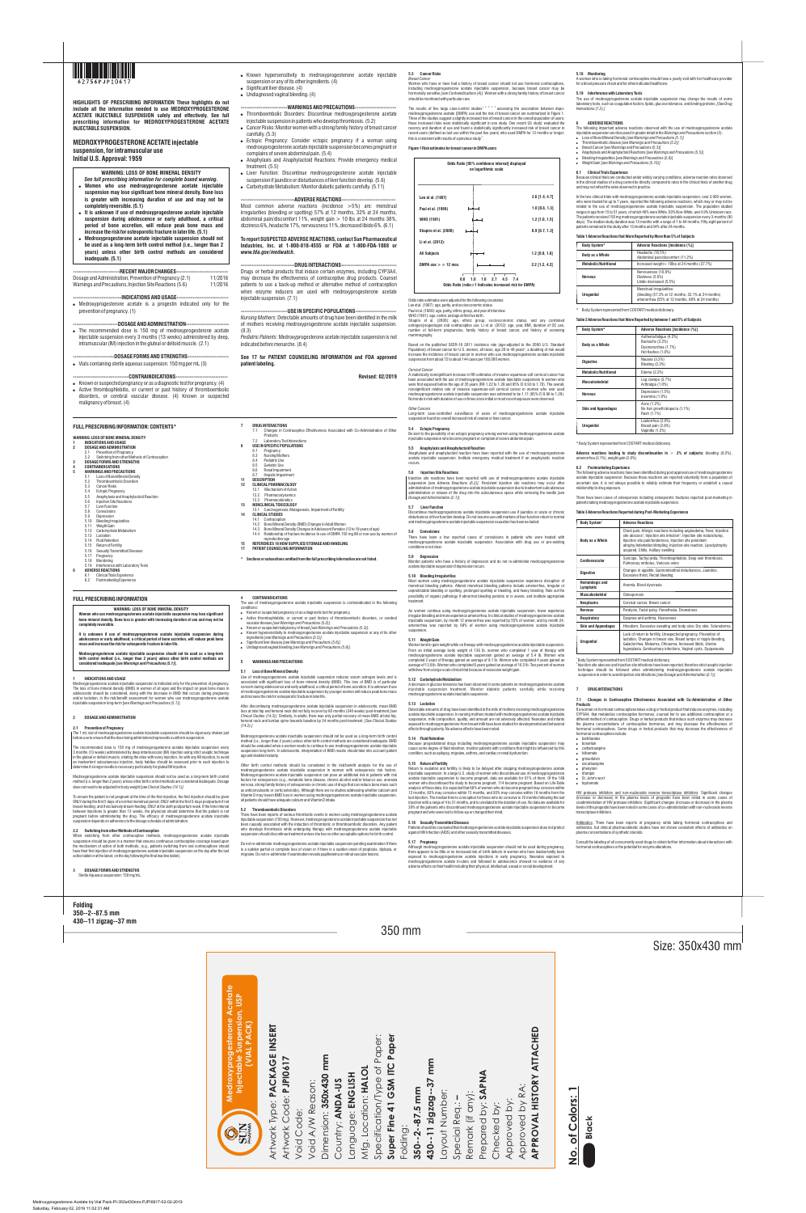# HIGHLIGHTS OF PRESCRIBING INFORMATION

These highlights do not include all the information needed to use MEDROXYPROGESTERONE ACETATE INJECTABLE SUSPENSION safely and effectively. See full prescribing information for MEDROXYPROGESTERONE ACETATE INJECTABLE SUSPENSION.

**MEDROXYPROGESTERONE ACETATE injectable suspension, for intramuscular use**
**Initial U.S. Approval: 1959**

**WARNING: LOSS OF BONE MINERAL DENSITY**
*See full prescribing information for complete boxed warning.*

- **Women who use medroxyprogesterone acetate injectable suspension may lose significant bone mineral density. Bone loss is greater with increasing duration of use and may not be completely reversible. (5.1)**
- **It is unknown if use of medroxyprogesterone acetate injectable suspension during adolescence or early adulthood, a critical period of bone accretion, will reduce peak bone mass and increase the risk for osteoporotic fracture in later life. (5.1)**
- **Medroxyprogesterone acetate injectable suspension should not be used as a long-term birth control method (i.e., longer than 2 years) unless other birth control methods are considered inadequate. (5.1)**

**RECENT MAJOR CHANGES**

Dosage and Administration, Prevention of Pregnancy (2.1) 11/2016
Warnings and Precautions, Injection Site Reactions (5.6) 11/2016

**INDICATIONS AND USAGE**

- Medroxyprogesterone acetate is a progestin indicated only for the prevention of pregnancy. (1)

**DOSAGE AND ADMINISTRATION**

- The recommended dose is 150 mg of medroxyprogesterone acetate injectable suspension every 3 months (13 weeks) administered by deep, intramuscular (IM) injection in the gluteal or deltoid muscle. (2.1)

**DOSAGE FORMS AND STRENGTHS**

- Vials containing sterile aqueous suspension: 150 mg per mL (3)

**CONTRAINDICATIONS**

- Known or suspected pregnancy or as a diagnostic test for pregnancy. (4)
- Active thrombophlebitis, or current or past history of thromboembolic disorders, or cerebral vascular disease. (4) Known or suspected malignancy of breast. (4)
- Known hypersensitivity to medroxyprogesterone acetate injectable suspension or any of its other ingredients. (4)
- Significant liver disease. (4)
- Undiagnosed vaginal bleeding. (4)

**WARNINGS AND PRECAUTIONS**

- Thromboembolic Disorders: Discontinue medroxyprogesterone acetate injectable suspension in patients who develop thrombosis. (5.2)
- Cancer Risks: Monitor women with a strong family history of breast cancer carefully. (5.3)
- Ectopic Pregnancy: Consider ectopic pregnancy if a woman using medroxyprogesterone acetate injectable suspension becomes pregnant or complains of severe abdominal pain. (5.4)
- Anaphylaxis and Anaphylactoid Reactions: Provide emergency medical treatment. (5.5)
- Liver Function: Discontinue medroxyprogesterone acetate injectable suspension if jaundice or disturbances of liver function develop. (5.6)
- Carbohydrate Metabolism: Monitor diabetic patients carefully. (5.11)

**ADVERSE REACTIONS**

Most common adverse reactions (incidence >5%) are: menstrual irregularities (bleeding or spotting) 57% at 12 months, 32% at 24 months, abdominal pain/discomfort 11%, weight gain > 10 lbs at 24 months 38%, dizziness 6%, headache 17%, nervousness 11%, decreased libido 6%. (6.1)

**To report SUSPECTED ADVERSE REACTIONS, contact Sun Pharmaceutical Industries, Inc. at 1-800-818-4555 or FDA at 1-800-FDA-1088 or www.fda.gov/medwatch.**

**DRUG INTERACTIONS**

Drugs or herbal products that induce certain enzymes, including CYP3A4, may decrease the effectiveness of contraceptive drug products. Counsel patients to use a back-up method or alternative method of contraception when enzyme inducers are used with medroxyprogesterone acetate injectable suspension. (7.1)

**USE IN SPECIFIC POPULATIONS**

*Nursing Mothers:* Detectable amounts of drug have been identified in the milk of mothers receiving medroxyprogesterone acetate injectable suspension. (8.3)
*Pediatric Patients:* Medroxyprogesterone acetate injectable suspension is not indicated before menarche. (8.4)

**See 17 for PATIENT COUNSELING INFORMATION and FDA approved patient labeling.**

**Revised: 02/2019**

## FULL PRESCRIBING INFORMATION: CONTENTS*

WARNING: LOSS OF BONE MINERAL DENSITY
1 INDICATIONS AND USAGE
2 DOSAGE AND ADMINISTRATION
2.1 Prevention of Pregnancy
2.2 Switching from other Methods of Contraception
3 DOSAGE FORMS AND STRENGTHS
4 CONTRAINDICATIONS
5 WARNINGS AND PRECAUTIONS
5.1 Loss of Bone Mineral Density
5.2 Thromboembolic Disorders
5.3 Cancer Risks
5.4 Ectopic Pregnancy
5.5 Anaphylaxis and Anaphylactoid Reaction
5.6 Injection Site Reactions
5.7 Liver Function
5.8 Convulsions
5.9 Depression
5.10 Bleeding Irregularities
5.11 Weight Gain
5.12 Carbohydrate Metabolism
5.13 Lactation
5.14 Fluid Retention
5.15 Return of Fertility
5.16 Sexually Transmitted Diseases
5.17 Pregnancy
5.18 Monitoring
5.19 Interference with Laboratory Tests
6 ADVERSE REACTIONS
6.1 Clinical Trials Experience
6.2 Postmarketing Experience
7 DRUG INTERACTIONS
7.1 Changes in Contraceptive Effectiveness Associated with Co-Administration of Other Products
7.2 Laboratory Test Interactions
8 USE IN SPECIFIC POPULATIONS
8.1 Pregnancy
8.3 Nursing Mothers
8.4 Pediatric Use
8.5 Geriatric Use
8.6 Renal Impairment
8.7 Hepatic Impairment
11 DESCRIPTION
12 CLINICAL PHARMACOLOGY
12.1 Mechanism of Action
12.2 Pharmacodynamics
12.3 Pharmacokinetics
13 NONCLINICAL TOXICOLOGY
13.1 Carcinogenesis, Mutagenesis, Impairment of Fertility
14 CLINICAL STUDIES
14.1 Contraception
14.2 Bone Mineral Density (BMD) Changes in Adult Women
14.3 Bone Mineral Density Changes in Adolescent Females (12 to 18 years of age)
14.4 Relationship of fracture incidence to use of DMPA 150 mg IM or non-use by women of reproductive age
15 REFERENCES
16 HOW SUPPLIED/STORAGE AND HANDLING
17 PATIENT COUNSELING INFORMATION

\* Sections or subsections omitted from the full prescribing information are not listed.

## FULL PRESCRIBING INFORMATION

**WARNING: LOSS OF BONE MINERAL DENSITY**

**Women who use medroxyprogesterone acetate injectable suspension may lose significant bone mineral density. Bone loss is greater with increasing duration of use and may not be completely reversible.**

**It is unknown if use of medroxyprogesterone acetate injectable suspension during adolescence or early adulthood, a critical period of bone accretion, will reduce peak bone mass and increase the risk for osteoporotic fracture in later life.**

**Medroxyprogesterone acetate injectable suspension should not be used as a long-term birth control method (i.e., longer than 2 years) unless other birth control methods are considered inadequate [see Warnings and Precautions (5.1)].**

### 1 INDICATIONS AND USAGE

Medroxyprogesterone acetate injectable suspension is indicated only for the prevention of pregnancy. The loss of bone mineral density (BMD) in women of all ages and the impact on peak bone mass in adolescents should be considered, along with the decrease in BMD that occurs during pregnancy and/or lactation, in the risk/benefit assessment for women who use medroxyprogesterone acetate injectable suspension long-term [see Warnings and Precautions (5.1)].

### 2 DOSAGE AND ADMINISTRATION

#### 2.1 Prevention of Pregnancy

The 1 mL vial of medroxyprogesterone acetate injectable suspension should be vigorously shaken just before use to ensure that the dose being administered represents a uniform suspension.

The recommended dose is 150 mg of medroxyprogesterone acetate injectable suspension every 3 months (13 weeks) administered by deep intramuscular (IM) injection using strict aseptic technique in the gluteal or deltoid muscle, rotating the sites with every injection. As with any IM injection, to avoid an inadvertent subcutaneous injection, body habitus should be assessed prior to each injection to determine if a longer needle is necessary particularly for gluteal IM injection.

Medroxyprogesterone acetate injectable suspension should not be used as a long-term birth control method (i.e., longer than 2 years) unless other birth control methods are considered inadequate. Dosage does not need to be adjusted for body weight [see Clinical Studies (14.1)].

To ensure that medroxyprogesterone acetate injectable suspension is not administered inadvertently to a pregnant woman, the first injection must be given ONLY during the first 5 days of a normal menstrual period; ONLY within the first 5-days postpartum if not breast-feeding; and if exclusively breast-feeding, ONLY at the sixth postpartum week. If the time interval between injections is greater than 13 weeks, the physician should determine that the patient is not pregnant before administering the drug. The efficacy of medroxyprogesterone acetate injectable suspension depends on adherence to the dosage schedule of administration.

#### 2.2 Switching from other Methods of Contraception

When switching from other contraceptive methods, medroxyprogesterone acetate injectable suspension should be given in a manner that ensures continuous contraceptive coverage based upon the mechanism of action of both methods, (e.g., patients switching from oral contraceptives should have their first injection of medroxyprogesterone acetate injectable suspension on the day after the last active tablet or at the latest, on the day following the final inactive tablet).

### 3 DOSAGE FORMS AND STRENGTHS

Sterile Aqueous suspension: 150 mg/mL

### 4 CONTRAINDICATIONS

The use of medroxyprogesterone acetate injectable suspension is contraindicated in the following conditions:

- Known or suspected pregnancy or as a diagnostic test for pregnancy.
- Active thrombophlebitis, or current or past history of thromboembolic disorders, or cerebral vascular disease [see Warnings and Precautions (5.2)].
- Known or suspected malignancy of breast [see Warnings and Precautions (5.3)].
- Known hypersensitivity to medroxyprogesterone acetate injectable suspension or any of its other ingredients [see Warnings and Precautions (5.5)].
- Significant liver disease [see Warnings and Precautions (5.6)].
- Undiagnosed vaginal bleeding [see Warnings and Precautions (5.9)].

### 5 WARNINGS AND PRECAUTIONS

#### 5.1 Loss of Bone Mineral Density

Use of medroxyprogesterone acetate injectable suspension reduces serum estrogen levels and is associated with significant loss of bone mineral density (BMD). This loss of BMD is of particular concern during adolescence and early adulthood, a critical period of bone accretion. It is unknown if use of medroxyprogesterone acetate injectable suspension by younger women will reduce peak bone mass and increase the risk for osteoporotic fracture in later life.

After discontinuing medroxyprogesterone acetate injectable suspension in adolescents, mean BMD loss at total hip and femoral neck did not fully recover by 60 months (240 weeks) post-treatment *[see Clinical Studies (14.3)]*. Similarly, in adults, there was only partial recovery of mean BMD at total hip, femoral neck and lumbar spine towards baseline by 24 months post-treatment. *[See Clinical Studies (14.2).]*

Medroxyprogesterone acetate injectable suspension should not be used as a long-term birth control method (i.e., longer than 2 years) unless other birth control methods are considered inadequate. BMD should be evaluated when a woman needs to continue to use medroxyprogesterone acetate injectable suspension long-term. In adolescents, interpretation of BMD results should take into account patient age and skeletal maturity.

Other birth control methods should be considered in the risk/benefit analysis for the use of medroxyprogesterone acetate injectable suspension in women with osteoporosis risk factors. Medroxyprogesterone acetate injectable suspension can pose an additional risk in patients with risk factors for osteoporosis (e.g., metabolic bone disease, chronic alcohol and/or tobacco use, anorexia nervosa, strong family history of osteoporosis or chronic use of drugs that can reduce bone mass such as anticonvulsants or corticosteroids). Although there are no studies addressing whether calcium and Vitamin D may lessen BMD loss in women using medroxyprogesterone acetate injectable suspension, all patients should have adequate calcium and Vitamin D intake.

#### 5.2 Thromboembolic Disorders

There have been reports of serious thrombotic events in women using medroxyprogesterone acetate injectable suspension (150 mg). However, medroxyprogesterone acetate injectable suspension has not been causally associated with the induction of thrombotic or thromboembolic disorders. Any patient who develops thrombosis while undergoing therapy with medroxyprogesterone acetate injectable suspension should discontinue treatment unless she has no other acceptable options for birth control.

Do not re-administer medroxyprogesterone acetate injectable suspension pending examination if there is a sudden partial or complete loss of vision or if there is a sudden onset of proptosis, diplopia, or migraine. Do not re-administer if examination reveals papilledema or retinal vascular lesions.

#### 5.3 Cancer Risks

*Breast Cancer*

Women who have or have had a history of breast cancer should not use hormonal contraceptives, including medroxyprogesterone acetate injectable suspension, because breast cancer may be hormonally sensitive *[see Contraindications (4)]*. Women with a strong family history of breast cancer should be monitored with particular care.

The results of five large case-control studies[1, 2, 3, 4, 5] assessing the association between depo-medroxyprogesterone acetate (DMPA) use and the risk of breast cancer are summarized in Figure 1. Three of the studies suggest a slightly increased risk of breast cancer in the overall population of users; these increased risks were statistically significant in one study. One recent US study[1] evaluated the recency and duration of use and found a statistically significantly increased risk of breast cancer in recent users (defined as last use within the past five years) who used DMPA for 12 months or longer; this is consistent with results of a previous study[4].

**Figure 1 Risk estimates for breast cancer in DMPA users**

| Odds Ratio [95% confidence interval] | |
|---|---|
| Lee et al. (1987) | 2.6 [1.4, 4.7] |
| Paul et al. (1989) | 1.0 [0.8, 1.3] |
| WHO (1991) | 1.2 [1.0, 1.5] |
| Shapiro et al. (2000) | 0.9 [0.7, 1.2] |
| Li et al. (2012): | |
| All Subjects | 1.2 [0.9, 1.6] |
| DMPA use > = 12 mos. | 2.2 [1.2, 4.2] |

Odds Ratio (ratio>1 indicates increased risk for DMPA)

Odds ratio estimates were adjusted for the following covariates:
Lee et al. (1987): age, parity, and socioeconomic status.
Paul et al. (1989): age, parity, ethnic group, and year of interview.
WHO (1991): age, center, and age at first live birth.
Shapiro et al. (2000): age, ethnic group, socioeconomic status, and any combined estrogen/progestogen oral contraceptive use. Li et al. (2012): age, year, BMI, duration of OC use, number of full-term pregnancies, family history of breast cancer, and history of screening mammography.

Based on the published SEER-18 2011 incidence rate (age-adjusted to the 2000 U.S. Standard Population) of breast cancer for U.S. women, all races, age 20 to 49 years[6], a doubling of risk would increase the incidence of breast cancer in women who use medroxyprogesterone acetate injectable suspension from about 72 to about 144 cases per 100,000 women.

*Cervical Cancer*

A statistically nonsignificant increase in RR estimates of invasive squamous-cell cervical cancer has been associated with the use of medroxyprogesterone acetate injectable suspension in women who were first exposed before the age of 35 years (RR 1.22 to 1.28 and 95% CI 0.93 to 1.70). The overall, nonsignificant relative rate of invasive squamous-cell cervical cancer in women who ever used medroxyprogesterone acetate injectable suspension was estimated to be 1.11 (95% CI 0.96 to 1.29). No trends in risk with duration of use or times since initial or most recent exposure were observed.

*Other Cancers*

Long-term case-controlled surveillance of users of medroxyprogesterone acetate injectable suspension found no overall increased risk of ovarian or liver cancer.

#### 5.4 Ectopic Pregnancy

Be alert to the possibility of an ectopic pregnancy among women using medroxyprogesterone acetate injectable suspension who become pregnant or complain of severe abdominal pain.

#### 5.5 Anaphylaxis and Anaphylactoid Reaction

Anaphylaxis and anaphylactoid reaction have been reported with the use of medroxyprogesterone acetate injectable suspension. Institute emergency medical treatment if an anaphylactic reaction occurs.

#### 5.6 Injection Site Reactions

Injection site reactions have been reported with use of medroxyprogesterone acetate injectable suspension *[see Adverse Reactions (6.2)]*. Persistent injection site reactions may occur after administration of medroxyprogesterone acetate injectable suspension due to inadvertent subcutaneous administration or release of the drug into the subcutaneous space while removing the needle *[see Dosage and Administration (2.1)]*.

#### 5.7 Liver Function

Discontinue medroxyprogesterone acetate injectable suspension use if jaundice or acute or chronic disturbances of liver function develop. Do not resume use until markers of liver function return to normal and medroxyprogesterone acetate injectable suspension causation has been excluded.

#### 5.8 Convulsions

There have been a few reported cases of convulsions in patients who were treated with medroxyprogesterone acetate injectable suspension. Association with drug use or pre-existing conditions is not clear.

#### 5.9 Depression

Monitor patients who have a history of depression and do not re-administer medroxyprogesterone acetate injectable suspension if depression recurs.

#### 5.10 Bleeding Irregularities

Most women using medroxyprogesterone acetate injectable suspension experience disruption of menstrual bleeding patterns. Altered menstrual bleeding patterns include amenorrhea, irregular or unpredictable bleeding or spotting, prolonged spotting or bleeding, and heavy bleeding. Rule out the possibility of organic pathology if abnormal bleeding persists or is severe, and institute appropriate treatment.

As women continue using medroxyprogesterone acetate injectable suspension, fewer experience irregular bleeding and more experience amenorrhea. In clinical studies of medroxyprogesterone acetate injectable suspension, by month 12 amenorrhea was reported by 55% of women, and by month 24, amenorrhea was reported by 68% of women using medroxyprogesterone acetate injectable suspension.

#### 5.11 Weight Gain

Women tend to gain weight while on therapy with medroxyprogesterone acetate injectable suspension. From an initial average body weight of 136 lb, women who completed 1 year of therapy with medroxyprogesterone acetate injectable suspension gained an average of 5.4 lb. Women who completed 2 years of therapy gained an average of 8.1 lb. Women who completed 4 years gained an average of 13.8 lb. Women who completed 6 years gained an average of 16.5 lb. Two percent of women withdrew from a large-scale clinical trial because of excessive weight gain.

#### 5.12 Carbohydrate Metabolism

A decrease in glucose tolerance has been observed in some patients on medroxyprogesterone acetate injectable suspension treatment. Monitor diabetic patients carefully while receiving medroxyprogesterone acetate injectable suspension.

#### 5.13 Lactation

Detectable amounts of drug have been identified in the milk of mothers receiving medroxyprogesterone acetate injectable suspension. In nursing mothers treated with medroxyprogesterone acetate injectable suspension, milk composition, quality, and amount are not adversely affected. Neonates and infants exposed to medroxyprogesterone from breast milk have been studied for developmental and behavioral effects through puberty. No adverse effects have been noted.

#### 5.14 Fluid Retention

Because progestational drugs including medroxyprogesterone acetate injectable suspension may cause some degree of fluid retention, monitor patients with conditions that might be influenced by this condition, such as epilepsy, migraine, asthma, and cardiac or renal dysfunction.

#### 5.15 Return of Fertility

Return to ovulation and fertility is likely to be delayed after stopping medroxyprogesterone acetate injectable suspension. In a large U.S. study of women who discontinued use of medroxyprogesterone acetate injectable suspension to become pregnant, data are available for 61% of them. Of the 188 women who discontinued the study to become pregnant, 114 became pregnant. Based on Life-Table analysis of these data, it is expected that 68% of women who do become pregnant may conceive within 12 months, 83% may conceive within 15 months, and 93% may conceive within 18 months from the last injection. The median time to conception for those who do conceive is 10 months following the last injection with a range of 4 to 31 months, and is unrelated to the duration of use. No data are available for 39% of the patients who discontinued medroxyprogesterone acetate injectable suspension to become pregnant and who were lost to follow-up or changed their mind.

#### 5.16 Sexually Transmitted Diseases

Patients should be counseled that medroxyprogesterone acetate injectable suspension does not protect against HIV infection (AIDS) and other sexually transmitted diseases.

#### 5.17 Pregnancy

Although medroxyprogesterone acetate injectable suspension should not be used during pregnancy, there appears to be little or no increased risk of birth defects in women who have inadvertently been exposed to medroxyprogesterone acetate injections in early pregnancy. Neonates exposed to medroxyprogesterone acetate in-utero and followed to adolescence showed no evidence of any adverse effects on their health including their physical, intellectual, sexual or social development.

#### 5.18 Monitoring

A woman who is taking hormonal contraceptive should have a yearly visit with her healthcare provider for a blood pressure check and for other indicated healthcare.

#### 5.19 Interference with Laboratory Tests

The use of medroxyprogesterone acetate injectable suspension may change the results of some laboratory tests, such as coagulation factors, lipids, glucose tolerance, and binding proteins. *[See Drug Interactions (7.2).]*

### 6 ADVERSE REACTIONS

The following important adverse reactions observed with the use of medroxyprogesterone acetate injectable suspension are discussed in greater detail in the *Warnings and Precautions* section (5):

- Loss of Bone Mineral Density *[see Warnings and Precautions (5.1)]*
- Thromboembolic Disorders *[see Warnings and Precautions (5.2)]*
- Breast Cancer *[see Warnings and Precautions (5.3)]*
- Anaphylaxis and Anaphylactoid Reactions *[see Warnings and Precautions (5.5)]*
- Bleeding Irregularities *[see Warnings and Precautions (5.9)]*
- Weight Gain *[see Warnings and Precautions (5.10)]*

#### 6.1 Clinical Trials Experience

Because clinical trials are conducted under widely varying conditions, adverse reaction rates observed in the clinical studies of a drug cannot be directly compared to rates in the clinical studies of another drug and may not reflect the rates observed in practice.

In the two clinical trials with medroxyprogesterone acetate injectable suspension, over 3,900 women, who were treated for up to 7 years, reported the following adverse reactions, which may or may not be related to the use of medroxyprogesterone acetate injectable suspension. The population studied ranges in age from 15 to 51 years, of which 46% were White, 50% Non-White, and 4.9% Unknown race. The patients received 150 mg medroxyprogesterone acetate injectable suspension every 3-months (90 days). The median study duration was 13 months with a range of 1 to 84 months. Fifty eight percent of patients remained in the study after 13 months and 34% after 24 months.

**Table 1 Adverse Reactions that Were Reported by More than 5% of Subjects**

| Body System* | Adverse Reactions [Incidence (%)] |
|---|---|
| Body as a Whole | Headache (16.5%)<br>Abdominal pain/discomfort (11.2%) |
| Metabolic/Nutritional | Increased weight> 10lbs at 24 months (37.7%) |
| Nervous | Nervousness (10.8%)<br>Dizziness (5.6%)<br>Libido decreased (5.5%) |
| Urogenital | Menstrual irregularities:<br>(bleeding (57.3% at 12 months, 32.1% at 24 months)<br>amenorrhea (55% at 12 months, 68% at 24 months)) |

\* Body System represented from COSTART medical dictionary.

**Table 2 Adverse Reactions that Were Reported by between 1 and 5% of Subjects**

| Body System* | Adverse Reactions [Incidence (%)] |
|---|---|
| Body as a Whole | Asthenia/fatigue (4.2%)<br>Backache (2.2%)<br>Dysmenorrhea (1.7%)<br>Hot flashes (1.0%) |
| Digestive | Nausea (3.3%)<br>Bloating (2.3%) |
| Metabolic/Nutritional | Edema (2.2%) |
| Musculoskeletal | Leg cramps (3.7%)<br>Arthralgia (1.0%) |
| Nervous | Depression (1.5%)<br>Insomnia (1.0%) |
| Skin and Appendages | Acne (1.2%)<br>No hair growth/alopecia (1.1%)<br>Rash (1.1%) |
| Urogenital | Leukorrhea (2.9%)<br>Breast pain (2.8%)<br>Vaginitis (1.2%) |

\* Body System represented from COSTART medical dictionary.

**Adverse reactions leading to study discontinuation in ≥ 2% of subjects:** bleeding (8.2%), amenorrhea (2.1%), weight gain (2.0%)

#### 6.2 Postmarketing Experience

The following adverse reactions have been identified during post approval use of medroxyprogesterone acetate injectable suspension. Because these reactions are reported voluntarily from a population of uncertain size, it is not always possible to reliably estimate their frequency or establish a causal relationship to drug exposure.

There have been cases of osteoporosis including osteoporotic fractures reported post-marketing in patients taking medroxyprogesterone acetate injectable suspension.

**Table 3 Adverse Reactions Reported during Post-Marketing Experience**

| Body System¹ | Adverse Reactions |
|---|---|
| Body as a Whole | Chest pain, Allergic reactions including angioedema, Fever, Injection site abscess², Injection site infection², Injection site nodule/lump, Injection site pain/tenderness, Injection site persistent atrophy/indentation/dimpling, Injection site reaction, Lipodystrophy acquired, Chills, Axillary swelling |
| Cardiovascular | Syncope, Tachycardia, Thrombophlebitis, Deep vein thrombosis, Pulmonary embolus, Varicose veins |
| Digestive | Changes in appetite, Gastrointestinal disturbances, Jaundice, Excessive thirst, Rectal bleeding |
| Hematologic and Lymphatic | Anemia, Blood dyscrasia |
| Musculoskeletal | Osteoporosis |
| Neoplasms | Cervical cancer, Breast cancer |
| Nervous | Paralysis, Facial palsy, Paresthesia, Drowsiness |
| Respiratory | Dyspnea and asthma, Hoarseness |
| Skin and Appendages | Hirsutism, Excessive sweating and body odor, Dry skin, Scleroderma |
| Urogenital | Lack of return to fertility, Unexpected pregnancy, Prevention of lactation, Changes in breast size, Breast lumps or nipple bleeding, Galactorrhea, Melasma, Chloasma, Increased libido, Uterine hyperplasia, Genitourinary infections, Vaginal cysts, Dyspareunia |

¹ Body System represented from COSTART medical dictionary.
² Injection site abscess and injection site infections have been reported; therefore strict aseptic injection technique should be followed when administering medroxyprogesterone acetate injectable suspension in order to avoid injection site infections *[see Dosage and Administration (2.1)]*.

### 7 DRUG INTERACTIONS

#### 7.1 Changes in Contraceptive Effectiveness Associated with Co-Administration of Other Products

If a woman on hormonal contraceptives takes a drug or herbal product that induces enzymes, including CYP3A4, that metabolize contraceptive hormones, counsel her to use additional contraception or a different method of contraception. Drugs or herbal products that induce such enzymes may decrease the plasma concentrations of contraceptive hormones, and may decrease the effectiveness of hormonal contraceptives. Some drugs or herbal products that may decrease the effectiveness of hormonal contraceptives include:

- barbiturates
- bosentan
- carbamazepine
- felbamate
- griseofulvin
- oxcarbazepine
- phenytoin
- rifampin
- St. John's wort
- topiramate

HIV protease inhibitors and non-nucleoside reverse transcriptase inhibitors: Significant changes (increase or decrease) in the plasma levels of progestin have been noted in some cases of coadministration of HIV protease inhibitors. Significant changes (increase or decrease) in the plasma levels of the progestin have been noted in some cases of co-administration with non-nucleoside reverse transcriptase inhibitors.

Antibiotics: There have been reports of pregnancy while taking hormonal contraceptives and antibiotics, but clinical pharmacokinetic studies have not shown consistent effects of antibiotics on plasma concentrations of synthetic steroids.

Consult the labeling of all concurrently used drugs to obtain further information about interactions with hormonal contraceptives or the potential for enzyme alterations.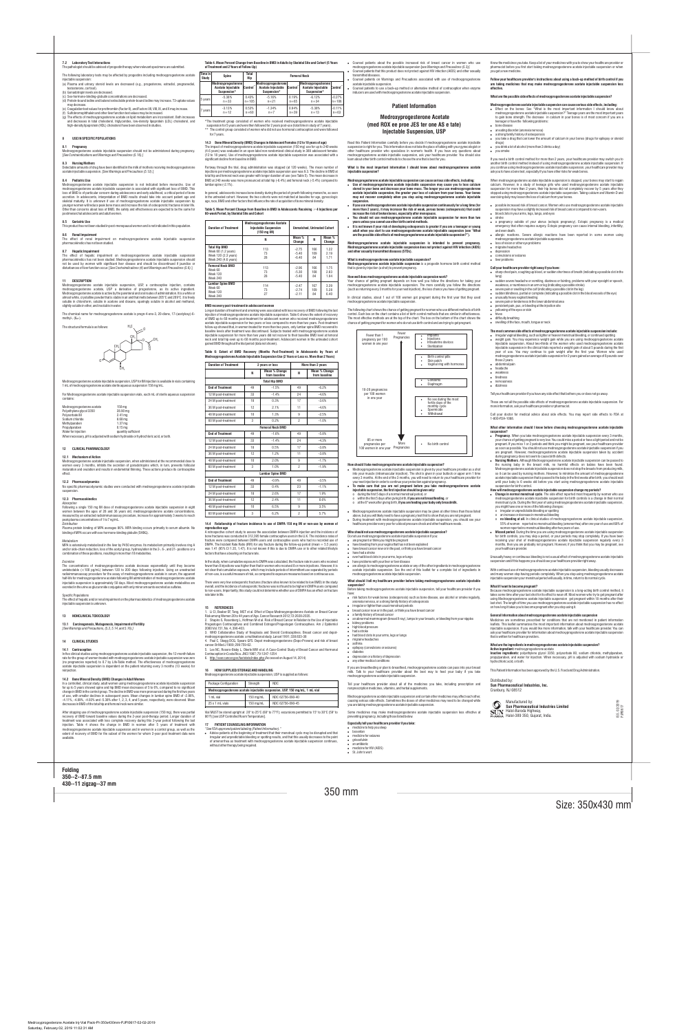### 7.2 Laboratory Test Interactions

The pathologist should be advised of progestin therapy when relevant specimens are submitted.

The following laboratory tests may be affected by progestins including medroxyprogesterone acetate injectable suspension:

(a) Plasma and urinary steroid levels are decreased (e.g., progesterone, estradiol, pregnanediol, testosterone, cortisol).
(b) Gonadotropin levels are decreased.
(c) Sex-hormone-binding-globulin concentrations are decreased.
(d) Protein-bound iodine and butanol extractable protein-bound iodine may increase. T3-uptake values may decrease.
(e) Coagulation test values for prothrombin (Factor II), and Factors VII, VIII, IX, and X may increase.
(f) Sulfobromophthalein and other liver function test values may be increased.
(g) The effects of medroxyprogesterone acetate on lipid metabolism are inconsistent. Both increases and decreases in total cholesterol, triglycerides, low-density lipoprotein (LDL) cholesterol, and high-density lipoprotein (HDL) cholesterol have been observed in studies.

## 8 USE IN SPECIFIC POPULATIONS

### 8.1 Pregnancy

Medroxyprogesterone acetate injectable suspension should not be administered during pregnancy. [See Contraindications and Warnings and Precautions (5.16).]

### 8.3 Nursing Mothers

Detectable amounts of drug have been identified in the milk of mothers receiving medroxyprogesterone acetate injectable suspension. [See Warnings and Precautions (5.12).]

### 8.4 Pediatric Use

Medroxyprogesterone acetate injectable suspension is not indicated before menarche. Use of medroxyprogesterone acetate injectable suspension is associated with significant loss of BMD. This loss of BMD is of particular concern during adolescence and early adulthood, a critical period of bone accretion. In adolescents, interpretation of BMD results should take into account patient age and skeletal maturity. It is unknown if use of medroxyprogesterone acetate injectable suspension by younger women will reduce peak bone mass and increase the risk of osteoporotic fractures in later life. Other than concerns about loss of BMD, the safety and effectiveness are expected to be the same for postmenarchal adolescents and adult women.

### 8.5 Geriatric Use

This product has not been studied in post-menopausal women and is not indicated in this population.

### 8.6 Renal Impairment

The effect of renal impairment on medroxyprogesterone acetate injectable suspension pharmacokinetics has not been studied.

### 8.7 Hepatic Impairment

The effect of hepatic impairment on medroxyprogesterone acetate injectable suspension pharmacokinetics has not been studied. Medroxyprogesterone acetate injectable suspension should not be used by women with significant liver disease and should be discontinued if jaundice or disturbances of liver function occur. [See Warnings and Precautions (5.6).]

## 11 DESCRIPTION

Medroxyprogesterone acetate injectable suspension, USP, a contraceptive injection, contains medroxyprogesterone acetate, USP a derivative of progesterone, as its active ingredient. Medroxyprogesterone acetate is active by the parenteral and oral routes of administration. It is a white or almost white, crystalline powder that is stable in air and that melts between 200°C and 210°C. It is freely soluble in chloroform, soluble in acetone and dioxane, sparingly soluble in alcohol and methanol, slightly soluble in ether, and insoluble in water.

The chemical name for medroxyprogesterone acetate is pregn-4-ene-3, 20-dione, 17-(acetyloxy)-6-methyl-, (6α)-.

The structural formula is as follows:

Medroxyprogesterone acetate injectable suspension, USP for IM injection is available in vials containing 1 mL of medroxyprogesterone acetate sterile aqueous suspension 150 mg/mL.

For medroxyprogesterone acetate injectable suspension vials, each mL of sterile aqueous suspension contains:

| | |
|---|---|
| Medroxyprogesterone acetate | 150 mg |
| Polyethylene glycol 3350 | 28.50 mg |
| Polysorbate 80 | 2.41 mg |
| Sodium chloride | 8.68 mg |
| Methylparaben | 1.37 mg |
| Propylparaben | 0.15 mg |
| Water for injection | quantity sufficient |

When necessary, pH is adjusted with sodium hydroxide or hydrochloric acid, or both.

## 12 CLINICAL PHARMACOLOGY

### 12.1 Mechanism of Action

Medroxyprogesterone acetate injectable suspension, when administered at the recommended dose to women every 3 months, inhibits the secretion of gonadotropins which, in turn, prevents follicular maturation and ovulation and results in endometrial thinning. These actions produce its contraceptive effect.

### 12.2 Pharmacodynamics

No specific pharmacodynamic studies were conducted with medroxyprogesterone acetate injectable suspension.

### 12.3 Pharmacokinetics

*Absorption*

Following a single 150 mg IM dose of medroxyprogesterone acetate injectable suspension in eight women between the ages of 28 and 36 years old, medroxyprogesterone acetate concentrations, measured by an extracted radioimmunoassay procedure, increase for approximately 3 weeks to reach peak plasma concentrations of 1 to 7 ng/mL.

*Distribution*

Plasma protein binding of MPA averages 86%. MPA binding occurs primarily to serum albumin; no binding of MPA occurs with sex-hormone-binding globulin (SHBG).

*Metabolism*

MPA is extensively metabolized in the liver by P450 enzymes. Its metabolism primarily involves ring A and/or side-chain reduction, loss of the acetyl group, hydroxylation in the 2-, 6-, and 21- positions or a combination of these positions, resulting in more than 10 metabolites.

*Excretion*

The concentrations of medroxyprogesterone acetate decrease exponentially until they become undetectable (< 100 pg/mL) between 120 to 200 days following injection. Using an unextracted radioimmunoassay procedure for the assay of medroxyprogesterone acetate in serum, the apparent half-life for medroxyprogesterone acetate following IM administration of medroxyprogesterone acetate injectable suspension is approximately 50 days. Most medroxyprogesterone acetate metabolites are excreted in the urine as glucuronide conjugates with only minor amounts excreted as sulfates.

*Specific Populations*

The effect of hepatic and/or renal impairment on the pharmacokinetics of medroxyprogesterone acetate injectable suspension is unknown.

## 13 NONCLINICAL TOXICOLOGY

### 13.1 Carcinogenesis, Mutagenesis, Impairment of Fertility

[See Warnings and Precautions, (5.3, 5.14, and 5.16).]

## 14 CLINICAL STUDIES

### 14.1 Contraception

In five clinical studies using medroxyprogesterone acetate injectable suspension, the 12-month failure rate for the group of women treated with medroxyprogesterone acetate injectable suspension was zero (no pregnancies) to 0.7 by Life-Table method. The effectiveness of medroxyprogesterone acetate injectable suspension is dependent on the patient returning every 3 months (13 weeks) for reinjection.

### 14.2 Bone Mineral Density (BMD) Changes in Adult Women

In a controlled, clinical study adult women using medroxyprogesterone acetate injectable suspension for up to 5 years showed spine and hip BMD mean decreases of 5 to 6%, compared to no significant change in BMD in the control group. The decline in BMD was more pronounced during the first two years of use, with smaller declines in subsequent years. Mean changes in lumbar spine BMD of -2.86%, -4.11%, -4.89%, -4.93% and -5.38% after 1, 2, 3, 4, and 5 years, respectively, were observed. Mean decreases in BMD of the total hip and femoral neck were similar.

After stopping use of medroxyprogesterone acetate injectable suspension (150 mg), there was partial recovery of BMD toward baseline values during the 2-year post-therapy period. Longer duration of treatment was associated with less complete recovery during this 2-year period following the last injection. Table 4 shows the change in BMD in women after 5 years of treatment with medroxyprogesterone acetate injectable suspension and in women in a control group, as well as the extent of recovery of BMD for the subset of the women for whom 2-year post treatment data were available.

**Table 4. Mean Percent Change from Baseline in BMD in Adults by Skeletal Site and Cohort (5 Years of Treatment and 2 Years of Follow-Up)**

| Time in Study | Spine | | Total Hip | | Femoral Neck | |
|---|---|---|---|---|---|---|
| | Medroxyprogesterone Acetate Injectable Suspension* | Control** | Medroxyprogesterone Acetate Injectable Suspension* | Control** | Medroxyprogesterone Acetate Injectable Suspension* | Control** |
| 5 years | -5.38% n=33 | 0.43% n=105 | -5.16% n=21 | 0.19% n=65 | -6.12% n=34 | -0.27% n=106 |
| 7 years | -3.13% n=12 | 0.53% n=60 | -1.34% n=7 | 0.94% n=39 | -5.38% n=13 | -0.11% n=63 |

*The treatment group consisted of women who received medroxyprogesterone acetate injectable suspension for 5 years and were then followed for 2 years post-use (total time in study of 7 years).
**The control group consisted of women who did not use hormonal contraception and were followed for 7 years.

### 14.3 Bone Mineral Density (BMD) Changes in Adolescent Females (12 to 18 years of age)

The impact of medroxyprogesterone acetate injectable suspension (150 mg) use for up to 240 weeks (4.6 years) was evaluated in an open-label non-randomized clinical study in 389 adolescent females (12 to 18 years). Use of medroxyprogesterone acetate injectable suspension was associated with a significant decline from baseline in BMD.

Partway through the trial, drug administration was stopped (at 120 weeks). The mean number of injections per medroxyprogesterone acetate injectable suspension user was 9.3. The decline in BMD at total hip and femoral neck was greater with longer duration of use (see Table 5). The mean decrease in BMD at 240 weeks was more pronounced at total hip (-6.4%) and femoral neck (-5.4%) compared to lumbar spine (-2.1%).

In general, adolescents increase bone density during the period of growth following menarche, as seen in the untreated cohort. However, the two cohorts were not matched at baseline for age, gynecologic age, race, BMD and other factors that influence the rate of acquisition of bone mineral density.

**Table 5. Mean Percent Change from Baseline in BMD in Adolescents Receiving ≥ 4 Injections per 60-week Period, by Skeletal Site and Cohort**

| Duration of Treatment | Medroxyprogesterone Acetate Injectable Suspension (150 mg IM) | | Unmatched, Untreated Cohort | |
|---|---|---|---|---|
| | N | Mean % Change | N | Mean % Change |
| **Total Hip BMD** | | | | |
| Week 60 (1.2 years) | 113 | -2.75 | 166 | 1.22 |
| Week 120 (2.3 years) | 73 | -5.40 | 109 | 2.19 |
| Week 240 (4.6 years) | 28 | -6.40 | 84 | 1.71 |
| **Femoral Neck BMD** | | | | |
| Week 60 | 113 | -2.96 | 166 | 1.75 |
| Week 120 | 73 | -5.30 | 108 | 2.83 |
| Week 240 | 28 | -5.40 | 84 | 1.94 |
| **Lumbar Spine BMD** | | | | |
| Week 60 | 114 | -2.47 | 167 | 3.39 |
| Week 120 | 73 | -2.74 | 109 | 5.28 |
| Week 240 | 27 | -2.11 | 84 | 6.40 |

**BMD recovery post-treatment in adolescent women**

Longer duration of treatment and smoking were associated with less recovery of BMD following the last injection of medroxyprogesterone acetate injectable suspension. Table 6 shows the extent of recovery of BMD up to 60 months post-treatment for adolescent women who received medroxyprogesterone acetate injectable suspension for two years or less compared to more than two years. Post-treatment follow-up showed that, in women treated for more than two years, only lumbar spine BMD recovered to baseline levels after treatment was discontinued. Subjects treated with medroxyprogesterone acetate injectable suspension for more than two years did not recover to their baseline BMD level at femoral neck and total hip even up to 60 months post-treatment. Adolescent women in the untreated cohort gained BMD throughout the trial period (data not shown).

**Table 6: Extent of BMD Recovery (Months Post-Treatment) in Adolescents by Years of Medroxyprogesterone Acetate Injectable Suspension Use (2 Years or Less vs. More than 2 Years)**

| Duration of Treatment | 2 years or less | | More than 2 years | |
|---|---|---|---|---|
| | N | Mean % Change from baseline | N | Mean % Change from baseline |
| **Total Hip BMD** | | | | |
| End of Treatment | 49 | -1.5% | 49 | -6.2% |
| 12 M post-treatment | 33 | -1.4% | 24 | -4.6% |
| 24 M post-treatment | 18 | 0.3% | 17 | -3.6% |
| 36 M post-treatment | 12 | 2.1% | 11 | -4.6% |
| 48 M post-treatment | 10 | 1.3% | 9 | -2.5% |
| 60 M post-treatment | 3 | 0.2% | 2 | -1.0% |
| **Femoral Neck BMD** | | | | |
| End of Treatment | 49 | -1.6% | 49 | -5.8% |
| 12 M post-treatment | 33 | -1.4% | 24 | -4.3% |
| 24 M post-treatment | 18 | 0.5% | 17 | -3.8% |
| 36 M post-treatment | 12 | 1.2% | 11 | -3.8% |
| 48 M post-treatment | 10 | 2.0% | 9 | -1.7% |
| 60 M post-treatment | 3 | 1.0% | 2 | -1.9% |
| **Lumbar Spine BMD** | | | | |
| End of Treatment | 49 | -0.9% | 49 | -3.5% |
| 12 M post-treatment | 33 | 0.4% | 23 | -1.1% |
| 24 M post-treatment | 18 | 2.6% | 17 | 1.9% |
| 36 M post-treatment | 12 | 2.4% | 11 | 0.6% |
| 48 M post-treatment | 10 | 6.5% | 9 | 3.5% |
| 60 M post-treatment | 3 | 6.2% | 2 | 5.7% |

### 14.4 Relationship of fracture incidence to use of DMPA 150 mg IM or non-use by women of reproductive age

A retrospective cohort study to assess the association between DMPA injection and the incidence of bone fractures was conducted in 312,395 female contraceptive users in the U.K. The incidence rates of fracture were compared between DMPA users and contraceptive users who had no recorded use of DMPA. The Incident Rate Ratio (IRR) for any fracture during the follow-up period (mean = 5.5 years) was 1.41 (95% CI 1.35, 1.47). It is not known if this is due to DMPA use or to other related lifestyle factors that have a bearing on fracture rate.

In the study, when cumulative exposure to DMPA was calculated, the fracture rate in users who received fewer than 8 injections was higher than that in women who received 8 or more injections. However, it is not clear that cumulative exposure, which may include periods of intermittent use separated by periods of non-use, is a useful measure of risk, as compared to exposure measures based on continuous use.

There were very few osteoporotic fractures (fracture sites known to be related to low BMD) in the study overall, and the incidence of osteoporotic fractures was not found to be higher in DMPA users compared to non-users. Importantly, this study could not determine whether use of DMPA has an effect on fracture rate later in life.

## 15 REFERENCES

1. Li CI, Beaber EF, Tang MCT et al. Effect of Depo-Medroxyprogesterone Acetate on Breast Cancer Risk among Women 20 to 44 years of Age. Cancer Research 2012;72:2028-2035.
2. Shapiro S, Rosenberg L, Hoffman M et al. Risk of Breast Cancer in Relation to the Use of Injectable Progestogen Contraceptives and Combined Estrogen/Progestogen Contraceptives. Am J Epidemiol 2000;Vol 151, No. 4:396-403.
3. WHO Collaborative Study of Neoplasia and Steroid Contraceptives. Breast cancer and depot-medroxyprogesterone acetate: a multinational study. Lancet 1991;338:833-38.
4. Paul C, Skegg DCG, Spears GFS. Depot medroxyprogesterone (Depo-Provera) and risk of breast cancer. Br Med J 1989;299:759-62.
5. Lee NC, Rosero-Bixby L, Oberle MW et al. A Case-Control Study of Breast Cancer and Hormonal Contraception in Costa Rica. JNCI 1987;79:1247-1254.
6. http://seer.cancer.gov/statfacts/html/breast.html (Accessed on August 14, 2014).

## 16 HOW SUPPLIED/STORAGE AND HANDLING

Medroxyprogesterone acetate injectable suspension, USP is supplied as follows:

| Package Configuration | Strength | NDC |
|---|---|---|
| Medroxyprogesterone acetate injectable suspension, USP, 150 mg/mL, 1 mL vial | | |
| 1 mL vial | 150 mg/mL | NDC 62756-066-40 |
| 25 x 1 mL vials | 150 mg/mL | NDC 62756-066-45 |

Vial MUST be stored upright at 20° to 25°C (68° to 77°F); excursions permitted to 15° to 30°C (59° to 86°F) [see USP Controlled Room Temperature].

## 17 PATIENT COUNSELING INFORMATION

"See FDA-approved patient labeling (Patient Information)."

- Advise patients at the beginning of treatment that their menstrual cycle may be disrupted and that irregular and unpredictable bleeding or spotting results, and that this usually decreases to the point of amenorrhea as treatment with medroxyprogesterone acetate injectable suspension continues, without other therapy being required.
- Counsel patients about the possible increased risk of breast cancer in women who use medroxyprogesterone acetate injectable suspension [see Warnings and Precautions (5.3)].
- Counsel patients that this product does not protect against HIV infection (AIDS) and other sexually transmitted diseases.
- Counsel patients on Warnings and Precautions associated with use of medroxyprogesterone acetate injectable suspension.
- Counsel patients to use a back-up method or alternative method of contraception when enzyme inducers are used with medroxyprogesterone acetate injectable suspension.

# Patient Information

## Medroxyprogesterone Acetate (med ROX ee proe JES ter one AS e tate) Injectable Suspension, USP

Read this Patient Information carefully before you decide if medroxyprogesterone acetate injectable suspension is right for you. This information does not take the place of talking with your gynecologist or other healthcare provider who specializes in women's health. If you have any questions about medroxyprogesterone acetate injectable suspension, ask your healthcare provider. You should also learn about other birth control methods to choose the one that is best for you.

**What is the most important information I should know about medroxyprogesterone acetate injectable suspension?**

**Medroxyprogesterone acetate injectable suspension can cause serious side effects, including:**

- **Use of medroxyprogesterone acetate injectable suspension may cause you to lose calcium stored in your bones and decrease your bone mass. The longer you use medroxyprogesterone acetate injectable suspension, the greater your loss of calcium from your bones. Your bones may not recover completely when you stop using medroxyprogesterone acetate injectable suspension.**
- **If you use medroxyprogesterone acetate injectable suspension continuously for a long time (for more than 2 years), it may increase the risk of weak, porous bones (osteoporosis) that could increase the risk of broken bones, especially after menopause.**
- **You should not use medroxyprogesterone acetate injectable suspension for more than two years unless you cannot use other birth control methods.**
- **It is not known if your risk of developing osteoporosis is greater if you are a teenager or young adult when you start to use medroxyprogesterone acetate injectable suspension (see "What are the possible side effects of medroxyprogesterone acetate injectable suspension?").**

**Medroxyprogesterone acetate injectable suspension is intended to prevent pregnancy. Medroxyprogesterone acetate injectable suspension does not protect against HIV infection (AIDS) and other sexually transmitted diseases (STDs).**

**What is medroxyprogesterone acetate injectable suspension?**

**Medroxyprogesterone acetate injectable suspension** is a progestin hormone birth control method that is given by injection (a shot) to prevent pregnancy.

**How well does medroxyprogesterone acetate injectable suspension work?**

Your chance of getting pregnant depends on how well you follow the directions for taking your medroxyprogesterone acetate injectable suspension. The more carefully you follow the directions (such as returning every 3 months for your next injection), the less chance you have of getting pregnant.

In clinical studies, about 1 out of 100 women got pregnant during the first year that they used medroxyprogesterone acetate injectable suspension.

The following chart shows the chance of getting pregnant for women who use different methods of birth control. Each box on the chart contains a list of birth control methods that are similar in effectiveness. The most effective methods are at the top of the chart. The box on the bottom of the chart shows the chance of getting pregnant for women who do not use birth control and are trying to get pregnant.

Fewer than 1 pregnancy per 100 women in one year
Fewer Pregnancies
Implants
Injections
Intrauterine devices
Sterilization
Birth control pills
Skin patch
Vaginal ring with hormones
Condoms
Diaphragm
10-20 pregnancies per 100 women in one year
No sex during the most fertile days of the monthly cycle
Spermicide
Withdrawal
85 or more pregnancies per 100 women in one year
More Pregnancies
No birth control

**How should I take medroxyprogesterone acetate injectable suspension?**

- Medroxyprogesterone acetate injectable suspension is given by your healthcare provider as a shot into your muscle (intramuscular injection). The shot is given in your buttock or upper arm 1 time every 3 months. At the end of the 3 months, you will need to return to your healthcare provider for your next injection in order to continue your protection against pregnancy.
- **To make sure that you are not pregnant before you take medroxyprogesterone acetate injectable suspension, the first injection should be given only:**
  - during the first 5 days of a normal menstrual period, or
  - within the first 5 days after giving birth, **if you are not breastfeeding**, or
  - at the 6th week after giving birth, **if you are feeding your baby only breastmilk.**
- Medroxyprogesterone acetate injectable suspension may be given at other times than those listed above, but you will likely need to have a pregnancy test first to show that you are not pregnant.
- During treatment with medroxyprogesterone acetate injectable suspension, you should see your healthcare provider every year for a blood pressure check and other healthcare needs.

**Who should not use medroxyprogesterone acetate injectable suspension?**

Do not use medroxyprogesterone acetate injectable suspension if you:

- are pregnant or think you might be pregnant
- have bleeding from your vagina that has not been explained
- have breast cancer now or in the past, or think you have breast cancer
- have had a stroke
- ever had blood clots in your arms, legs or lungs
- have problems with your liver or liver disease
- are allergic to medroxyprogesterone acetate or any of the other ingredients in medroxyprogesterone acetate injectable suspension. See the end of this leaflet for a complete list of ingredients in medroxyprogesterone acetate injectable suspension.

**What should I tell my healthcare provider before taking medroxyprogesterone acetate injectable suspension?**

Before taking medroxyprogesterone acetate injectable suspension, tell your healthcare provider if you have:

- risk factors for weak bones (osteoporosis) such as bone disease, use alcohol or smoke regularly, anorexia nervosa, or a strong family history of osteoporosis
- irregular or lighter than usual menstrual periods
- breast cancer now or in the past, or think you have breast cancer
- a family history of breast cancer
- an abnormal mammogram (breast X-ray), lumps in your breasts, or bleeding from your nipples
- kidney problems
- high blood pressure
- had a stroke
- had blood clots in your arms, legs or lungs
- migraine headaches
- asthma
- epilepsy (convulsions or seizures)
- diabetes
- depression or a history of depression
- any other medical conditions

If you are breastfeeding or plan to breastfeed, medroxyprogesterone acetate can pass into your breast milk. Talk to your healthcare provider about the best way to feed your baby if you take medroxyprogesterone acetate injectable suspension.

Tell your healthcare provider about all of the medicines you take, including prescription and nonprescription medicines, vitamins, and herbal supplements.

Medroxyprogesterone acetate injectable suspension and certain other medicines may affect each other, causing serious side effects. Sometimes the doses of other medicines may need to be changed while you are taking medroxyprogesterone acetate injectable suspension.

Some medicines may make medroxyprogesterone acetate injectable suspension less effective at preventing pregnancy, including those listed below:

**Especially tell your healthcare provider if you take:**

- medicine to help you sleep
- bosentan
- medicine for seizures
- griseofulvin
- an antibiotic
- medicine for HIV (AIDS)
- St. John's wort

Know the medicines you take. Keep a list of your medicines with you to show your healthcare provider or pharmacist before you first start taking medroxyprogesterone acetate injectable suspension or when you get a new medicine.

**Follow your healthcare provider's instructions about using a back-up method of birth control if you are taking medicines that may make medroxyprogesterone acetate injectable suspension less effective.**

**What are the possible side effects of medroxyprogesterone acetate injectable suspension?**

**Medroxyprogesterone acetate injectable suspension can cause serious side effects, including:**

- Effect on the bones. See "What is the most important information I should know about medroxyprogesterone acetate injectable suspension?" Teenage years are the most important years to gain bone strength. The decrease in calcium in your bones is of most concern if you are a teenager or have the following problems:
  - bone disease
  - an eating disorder (anorexia nervosa)
  - a strong family history of osteoporosis
  - you take a drug that can lower the amount of calcium in your bones (drugs for epilepsy or steroid drugs)
  - you drink a lot of alcohol (more than 2 drinks a day)
  - you smoke

If you need a birth control method for more than 2 years, your healthcare provider may switch you to another birth control method instead of using medroxyprogesterone acetate injectable suspension. If you continue using medroxyprogesterone acetate injectable suspension, your healthcare provider may ask you to have a bone test, especially if you have other risks for weak bones.

When medroxyprogesterone acetate injectable suspension is stopped, your bones may start to regain calcium. However, in a study of teenage girls who used medroxyprogesterone acetate injectable suspension for more than 2 years, their hip bones did not completely recover by 5 years after they stopped using medroxyprogesterone acetate injectable suspension. Taking calcium and Vitamin D and exercising daily may lessen the loss of calcium from your bones.

- possible increased risk of breast cancer. Women who use medroxyprogesterone acetate injectable suspension may have a slightly increased risk of breast cancer compared to non-users.
- blood clots in your arms, legs, lungs, and eyes
- stroke
- a pregnancy outside of your uterus (ectopic pregnancy). Ectopic pregnancy is a medical emergency that often requires surgery. Ectopic pregnancy can cause internal bleeding, infertility, and even death.
- allergic reactions. Severe allergic reactions have been reported in some women using medroxyprogesterone acetate injectable suspension
- loss of vision or other eye problems
- migraine headaches
- depression
- convulsions or seizures
- liver problems

**Call your healthcare provider right away if you have:**

- sharp chest pain, coughing up blood, or sudden shortness of breath (indicating a possible clot in the lung)
- sudden severe headache or vomiting, dizziness or fainting, problems with your eyesight or speech, weakness, or numbness in an arm or leg (indicating a possible stroke)
- severe pain or swelling in the calf (indicating a possible clot in the leg)
- sudden blindness, partial or complete (indicating a possible clot in the blood vessels of the eye)
- unusually heavy vaginal bleeding
- severe pain or tenderness in the lower abdominal area
- persistent pain, pus, or bleeding at the injection site
- yellowing of the eyes or skin
- fever
- difficulty breathing
- swelling of the face, mouth, tongue or neck

**The most common side effects of medroxyprogesterone acetate injectable suspension include:**

- irregular vaginal bleeding, such as lighter or heavier menstrual bleeding, or continued spotting
- weight gain. You may experience weight gain while you are using medroxyprogesterone acetate injectable suspension. About two-thirds of the women who used medroxyprogesterone acetate injectable suspension in the clinical trials reported a weight gain of about 5 pounds during the first year of use. You may continue to gain weight after the first year. Women who used medroxyprogesterone acetate injectable suspension for 2 years gained an average of 8 pounds over those 2 years.
- abdominal pain
- headache
- weakness
- tiredness
- nervousness
- dizziness

Tell your healthcare provider if you have any side effect that bothers you or does not go away.

These are not all the possible side effects of medroxyprogesterone acetate injectable suspension. For more information, ask your healthcare provider or pharmacist.

Call your doctor for medical advice about side effects. You may report side effects to FDA at 1-800-FDA-1088.

**What other information should I know before choosing medroxyprogesterone acetate injectable suspension?**

- **Pregnancy.** When you take medroxyprogesterone acetate injectable suspension every 3 months, your chance of getting pregnant is very low. You could miss a period or have a light period and not be pregnant. If you miss 1 or 2 periods and think you might be pregnant, see your healthcare provider as soon as possible. You should not use medroxyprogesterone acetate injectable suspension if you are pregnant. However, medroxyprogesterone acetate injectable suspension taken by accident during pregnancy does not seem to cause birth defects.
- **Nursing Mothers.** Although medroxyprogesterone acetate injectable suspension can be passed to the nursing baby in the breast milk, no harmful effects on babies have been found. Medroxyprogesterone acetate injectable suspension does not stop the breasts from producing milk, so it can be used by nursing mothers. However, to minimize the amount of medroxyprogesterone acetate injectable suspension that is passed to the baby in the first weeks after birth, you should wait until your baby is 6 weeks old before you start using medroxyprogesterone acetate injectable suspension for birth control.

**How will medroxyprogesterone acetate injectable suspension change my periods?**

- **Change in normal menstrual cycle.** The side effect reported most frequently by women who use medroxyprogesterone acetate injectable suspension for birth control is a change in their normal menstrual cycle. During the first year of using medroxyprogesterone acetate injectable suspension, you might have one or more of the following changes:
  - irregular or unpredictable bleeding or spotting
  - an increase or decrease in menstrual bleeding
  - **no bleeding at all.** In clinical studies of medroxyprogesterone acetate injectable suspension, 55% of women reported no menstrual bleeding (amenorrhea) after one year of use and 68% of women reported no menstrual bleeding after two years of use.
- **Missed period.** During the time you are using medroxyprogesterone acetate injectable suspension for birth control, you may skip a period, or your periods may stop completely. If you have been receiving your shot of medroxyprogesterone acetate injectable suspension regularly every 3 months, then you are probably not pregnant. However, if you think that you may be pregnant, see your healthcare provider.

Unusually heavy or continuous bleeding is not a usual effect of medroxyprogesterone acetate injectable suspension and if this happens you should see your healthcare provider right away.

With continued use of medroxyprogesterone acetate injectable suspension, bleeding usually decreases and many women stop having periods completely. When you stop using medroxyprogesterone acetate injectable suspension your menstrual period will usually, in time, return to its normal cycle.

**What if I want to become pregnant?**

Because medroxyprogesterone acetate injectable suspension is a long-acting birth control method, it takes some time after your last shot for its effect to wear off. Most women who try to get pregnant after using medroxyprogesterone acetate injectable suspension get pregnant within 18 months after their last shot. The length of time you use medroxyprogesterone acetate injectable suspension has no effect on how long it takes you to become pregnant after you stop using it.

**General information about medroxyprogesterone acetate injectable suspension**

Medicines are sometimes prescribed for conditions that are not mentioned in patient information leaflets. This leaflet summarizes the most important information about medroxyprogesterone acetate injectable suspension. If you would like more information, talk with your healthcare provider. You can ask your healthcare provider for information about medroxyprogesterone acetate injectable suspension that is written for healthcare providers.

**What are the ingredients in medroxyprogesterone acetate injectable suspension?**

**Active ingredient:** medroxyprogesterone acetate

**Inactive ingredients:** polyethylene glycol 3350, polysorbate 80, sodium chloride, methylparaben, propylparaben, and water for injection. When necessary, pH is adjusted with sodium hydroxide or hydrochloric acid, or both.

This Patient Information has been approved by the U.S. Food and Drug Administration.

Distributed by:
**Sun Pharmaceutical Industries, Inc.**
Cranbury, NJ 08512

Manufactured by:
**Sun Pharmaceutical Industries Limited**
Halol-Baroda Highway,
Halol-389 350, Gujarat, India.

ISS. 02/2019
PJPI0617

**Folding**
**350--2--87.5 mm**
**430--11 zigzag--37 mm**

350 mm

Size: 350x430 mm